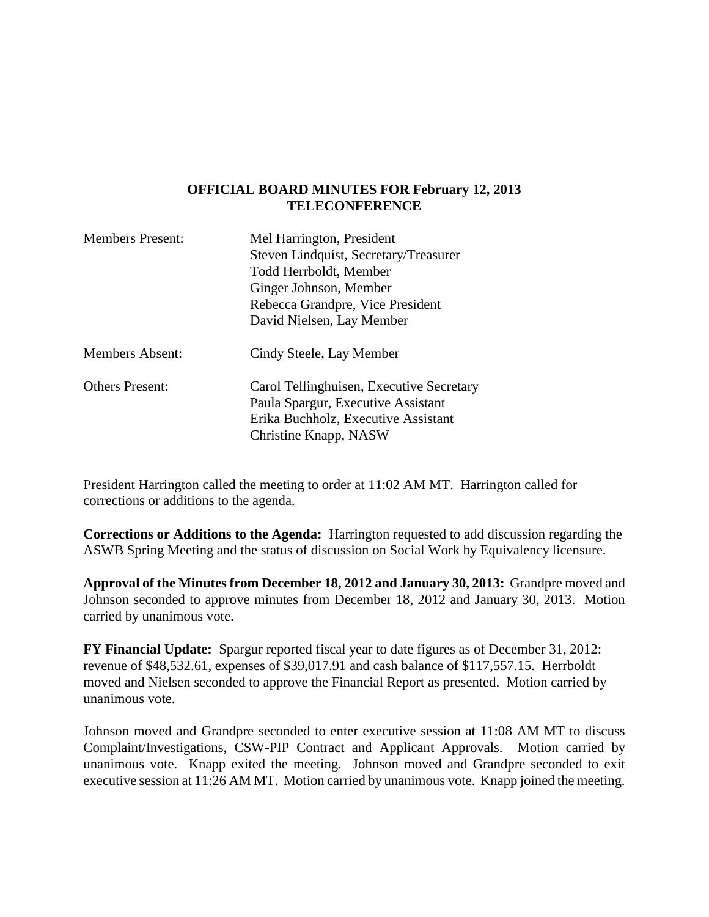**OFFICIAL BOARD MINUTES FOR February 12, 2013**
**TELECONFERENCE**

| | |
|---|---|
| Members Present: | Mel Harrington, President<br>Steven Lindquist, Secretary/Treasurer<br>Todd Herrboldt, Member<br>Ginger Johnson, Member<br>Rebecca Grandpre, Vice President<br>David Nielsen, Lay Member |
| Members Absent: | Cindy Steele, Lay Member |
| Others Present: | Carol Tellinghuisen, Executive Secretary<br>Paula Spargur, Executive Assistant<br>Erika Buchholz, Executive Assistant<br>Christine Knapp, NASW |

President Harrington called the meeting to order at 11:02 AM MT. Harrington called for corrections or additions to the agenda.

**Corrections or Additions to the Agenda:** Harrington requested to add discussion regarding the ASWB Spring Meeting and the status of discussion on Social Work by Equivalency licensure.

**Approval of the Minutes from December 18, 2012 and January 30, 2013:** Grandpre moved and Johnson seconded to approve minutes from December 18, 2012 and January 30, 2013. Motion carried by unanimous vote.

**FY Financial Update:** Spargur reported fiscal year to date figures as of December 31, 2012: revenue of $48,532.61, expenses of $39,017.91 and cash balance of $117,557.15. Herrboldt moved and Nielsen seconded to approve the Financial Report as presented. Motion carried by unanimous vote.

Johnson moved and Grandpre seconded to enter executive session at 11:08 AM MT to discuss Complaint/Investigations, CSW-PIP Contract and Applicant Approvals. Motion carried by unanimous vote. Knapp exited the meeting. Johnson moved and Grandpre seconded to exit executive session at 11:26 AM MT. Motion carried by unanimous vote. Knapp joined the meeting.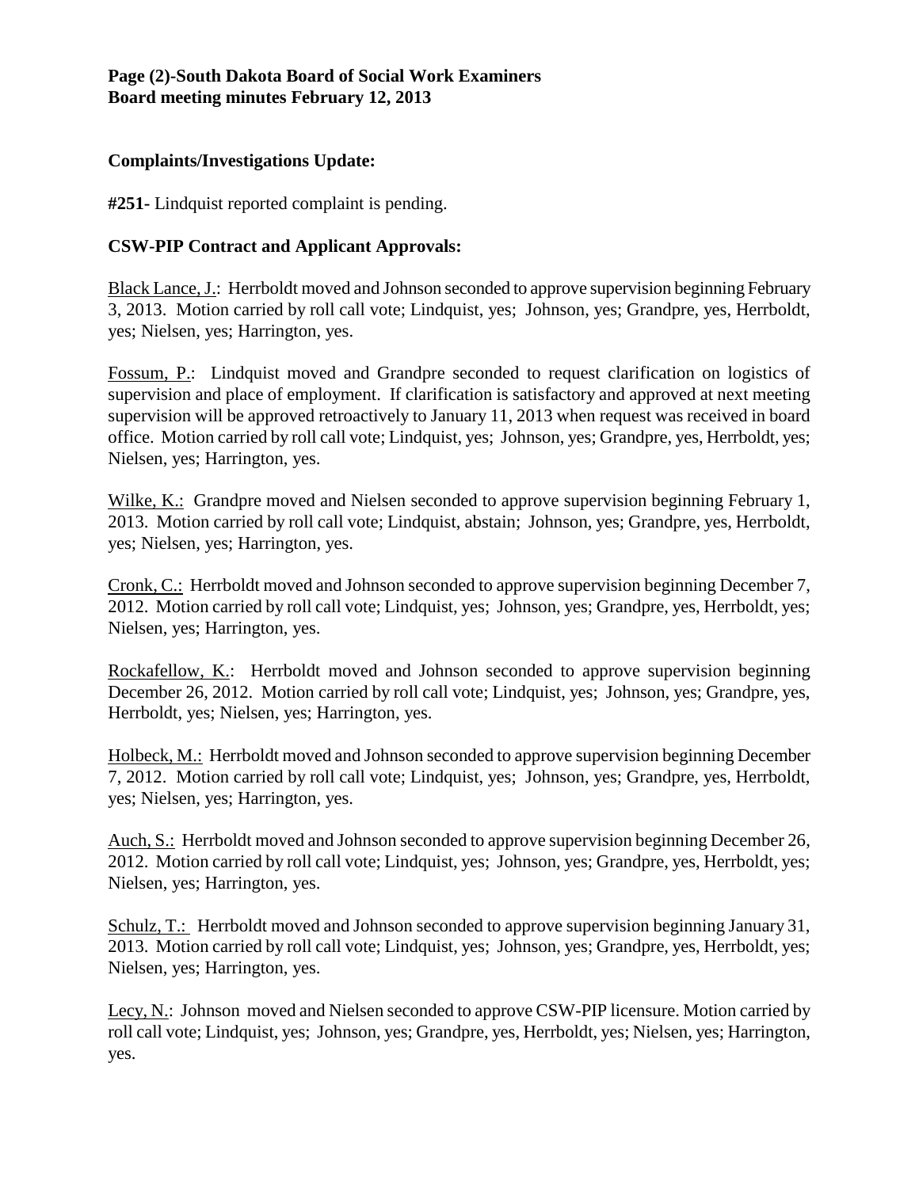## Complaints/Investigations Update:

**#251-** Lindquist reported complaint is pending.

## CSW-PIP Contract and Applicant Approvals:

Black Lance, J.: Herrboldt moved and Johnson seconded to approve supervision beginning February 3, 2013. Motion carried by roll call vote; Lindquist, yes; Johnson, yes; Grandpre, yes, Herrboldt, yes; Nielsen, yes; Harrington, yes.

Fossum, P.: Lindquist moved and Grandpre seconded to request clarification on logistics of supervision and place of employment. If clarification is satisfactory and approved at next meeting supervision will be approved retroactively to January 11, 2013 when request was received in board office. Motion carried by roll call vote; Lindquist, yes; Johnson, yes; Grandpre, yes, Herrboldt, yes; Nielsen, yes; Harrington, yes.

Wilke, K.: Grandpre moved and Nielsen seconded to approve supervision beginning February 1, 2013. Motion carried by roll call vote; Lindquist, abstain; Johnson, yes; Grandpre, yes, Herrboldt, yes; Nielsen, yes; Harrington, yes.

Cronk, C.: Herrboldt moved and Johnson seconded to approve supervision beginning December 7, 2012. Motion carried by roll call vote; Lindquist, yes; Johnson, yes; Grandpre, yes, Herrboldt, yes; Nielsen, yes; Harrington, yes.

Rockafellow, K.: Herrboldt moved and Johnson seconded to approve supervision beginning December 26, 2012. Motion carried by roll call vote; Lindquist, yes; Johnson, yes; Grandpre, yes, Herrboldt, yes; Nielsen, yes; Harrington, yes.

Holbeck, M.: Herrboldt moved and Johnson seconded to approve supervision beginning December 7, 2012. Motion carried by roll call vote; Lindquist, yes; Johnson, yes; Grandpre, yes, Herrboldt, yes; Nielsen, yes; Harrington, yes.

Auch, S.: Herrboldt moved and Johnson seconded to approve supervision beginning December 26, 2012. Motion carried by roll call vote; Lindquist, yes; Johnson, yes; Grandpre, yes, Herrboldt, yes; Nielsen, yes; Harrington, yes.

Schulz, T.: Herrboldt moved and Johnson seconded to approve supervision beginning January 31, 2013. Motion carried by roll call vote; Lindquist, yes; Johnson, yes; Grandpre, yes, Herrboldt, yes; Nielsen, yes; Harrington, yes.

Lecy, N.: Johnson moved and Nielsen seconded to approve CSW-PIP licensure. Motion carried by roll call vote; Lindquist, yes; Johnson, yes; Grandpre, yes, Herrboldt, yes; Nielsen, yes; Harrington, yes.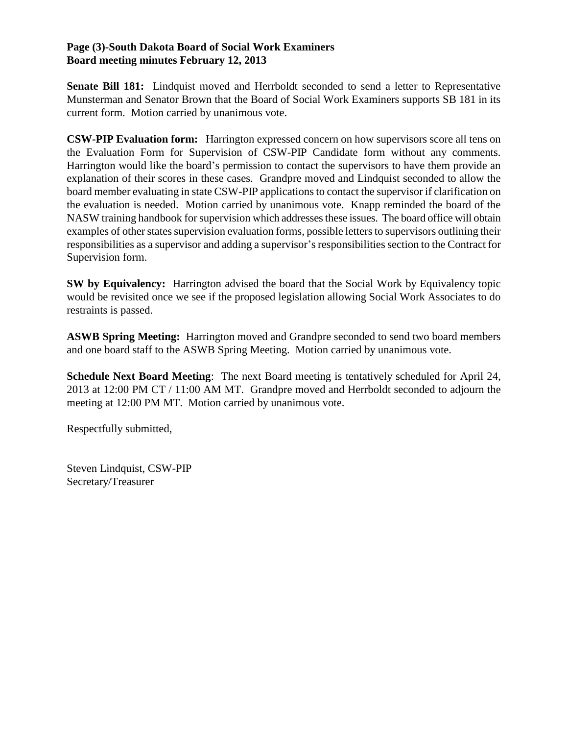**Senate Bill 181:** Lindquist moved and Herrboldt seconded to send a letter to Representative Munsterman and Senator Brown that the Board of Social Work Examiners supports SB 181 in its current form. Motion carried by unanimous vote.

**CSW-PIP Evaluation form:** Harrington expressed concern on how supervisors score all tens on the Evaluation Form for Supervision of CSW-PIP Candidate form without any comments. Harrington would like the board's permission to contact the supervisors to have them provide an explanation of their scores in these cases. Grandpre moved and Lindquist seconded to allow the board member evaluating in state CSW-PIP applications to contact the supervisor if clarification on the evaluation is needed. Motion carried by unanimous vote. Knapp reminded the board of the NASW training handbook for supervision which addresses these issues. The board office will obtain examples of other states supervision evaluation forms, possible letters to supervisors outlining their responsibilities as a supervisor and adding a supervisor's responsibilities section to the Contract for Supervision form.

**SW by Equivalency:** Harrington advised the board that the Social Work by Equivalency topic would be revisited once we see if the proposed legislation allowing Social Work Associates to do restraints is passed.

**ASWB Spring Meeting:** Harrington moved and Grandpre seconded to send two board members and one board staff to the ASWB Spring Meeting. Motion carried by unanimous vote.

**Schedule Next Board Meeting**: The next Board meeting is tentatively scheduled for April 24, 2013 at 12:00 PM CT / 11:00 AM MT. Grandpre moved and Herrboldt seconded to adjourn the meeting at 12:00 PM MT. Motion carried by unanimous vote.

Respectfully submitted,

Steven Lindquist, CSW-PIP
Secretary/Treasurer